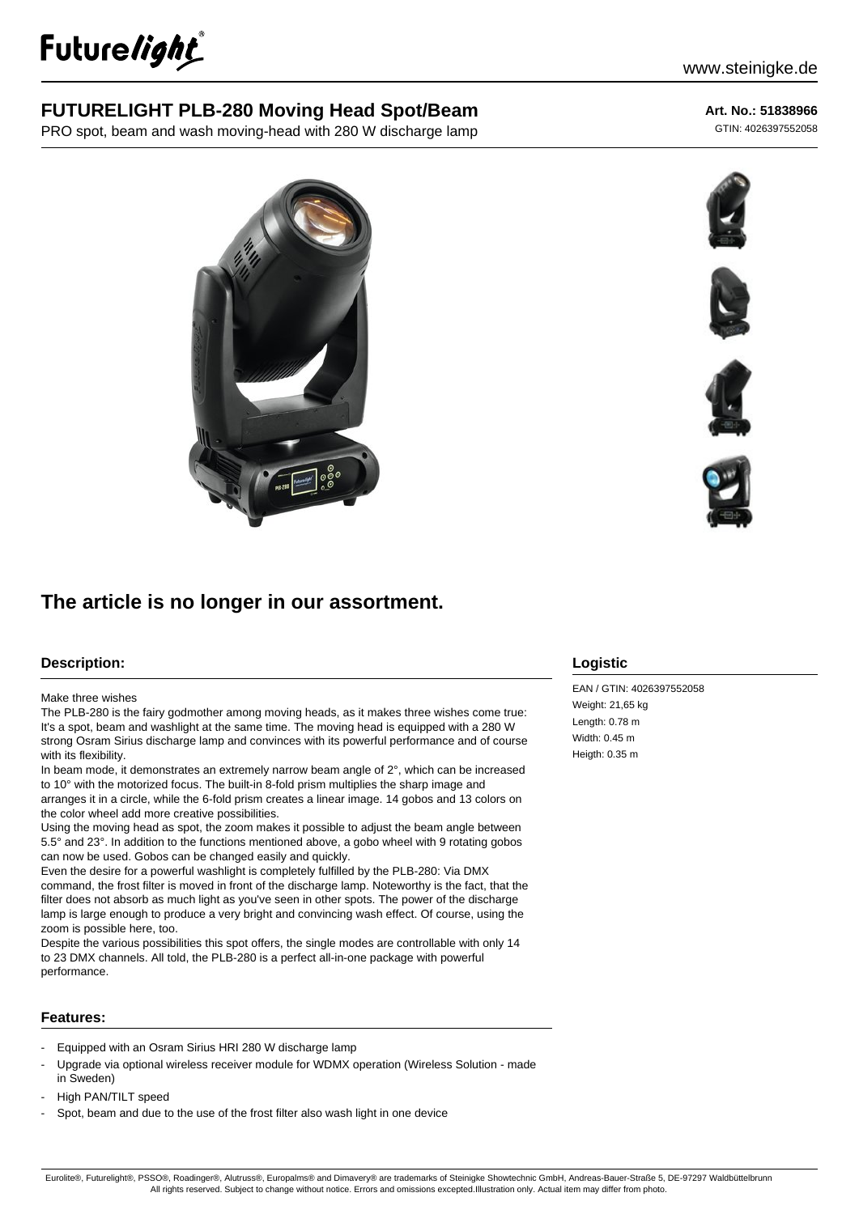Futurelight

www.steinigke.de

# FUTURELIGHT PLB-280 Moving Head Spot/Beam

PRO spot, beam and wash moving-head with 280 W discharge lamp

**Art. No.: 51838966**

GTIN: 4026397552058

## The article is no longer in our assortment.

### Description:

Make three wishes

The PLB-280 is the fairy godmother among moving heads, as it makes three wishes come true: It's a spot, beam and washlight at the same time. The moving head is equipped with a 280 W strong Osram Sirius discharge lamp and convinces with its powerful performance and of course with its flexibility.

In beam mode, it demonstrates an extremely narrow beam angle of 2°, which can be increased to 10° with the motorized focus. The built-in 8-fold prism multiplies the sharp image and arranges it in a circle, while the 6-fold prism creates a linear image. 14 gobos and 13 colors on the color wheel add more creative possibilities.

Using the moving head as spot, the zoom makes it possible to adjust the beam angle between 5.5° and 23°. In addition to the functions mentioned above, a gobo wheel with 9 rotating gobos can now be used. Gobos can be changed easily and quickly.

Even the desire for a powerful washlight is completely fulfilled by the PLB-280: Via DMX command, the frost filter is moved in front of the discharge lamp. Noteworthy is the fact, that the filter does not absorb as much light as you've seen in other spots. The power of the discharge lamp is large enough to produce a very bright and convincing wash effect. Of course, using the zoom is possible here, too.

Despite the various possibilities this spot offers, the single modes are controllable with only 14 to 23 DMX channels. All told, the PLB-280 is a perfect all-in-one package with powerful performance.

### Features:

- Equipped with an Osram Sirius HRI 280 W discharge lamp
- Upgrade via optional wireless receiver module for WDMX operation (Wireless Solution - made in Sweden)
- High PAN/TILT speed
- Spot, beam and due to the use of the frost filter also wash light in one device

### Logistic

EAN / GTIN: 4026397552058

Weight: 21,65 kg

Length: 0.78 m

Width: 0.45 m

Heigth: 0.35 m

Eurolite®, Futurelight®, PSSO®, Roadinger®, Alutruss®, Europalms® and Dimavery® are trademarks of Steinigke Showtechnic GmbH, Andreas-Bauer-Straße 5, DE-97297 Waldbüttelbrunn
All rights reserved. Subject to change without notice. Errors and omissions excepted.Illustration only. Actual item may differ from photo.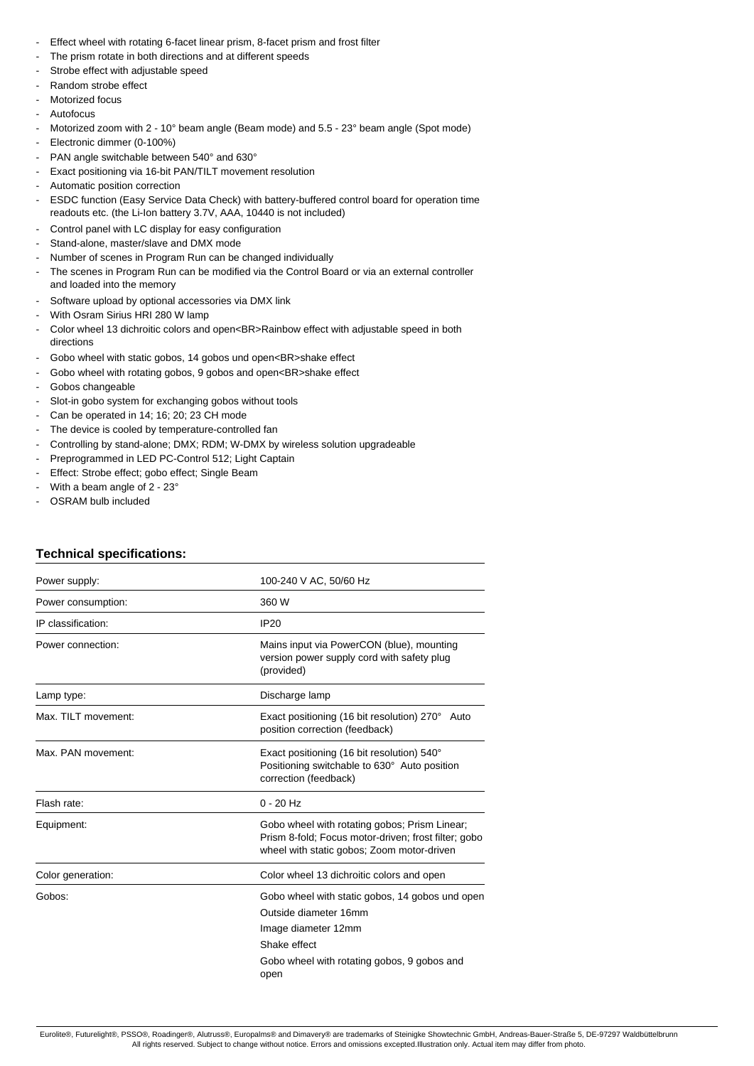- Effect wheel with rotating 6-facet linear prism, 8-facet prism and frost filter
- The prism rotate in both directions and at different speeds
- Strobe effect with adjustable speed
- Random strobe effect
- Motorized focus
- Autofocus
- Motorized zoom with 2 - 10° beam angle (Beam mode) and 5.5 - 23° beam angle (Spot mode)
- Electronic dimmer (0-100%)
- PAN angle switchable between 540° and 630°
- Exact positioning via 16-bit PAN/TILT movement resolution
- Automatic position correction
- ESDC function (Easy Service Data Check) with battery-buffered control board for operation time readouts etc. (the Li-Ion battery 3.7V, AAA, 10440 is not included)
- Control panel with LC display for easy configuration
- Stand-alone, master/slave and DMX mode
- Number of scenes in Program Run can be changed individually
- The scenes in Program Run can be modified via the Control Board or via an external controller and loaded into the memory
- Software upload by optional accessories via DMX link
- With Osram Sirius HRI 280 W lamp
- Color wheel 13 dichroitic colors and open<BR>Rainbow effect with adjustable speed in both directions
- Gobo wheel with static gobos, 14 gobos und open<BR>shake effect
- Gobo wheel with rotating gobos, 9 gobos and open<BR>shake effect
- Gobos changeable
- Slot-in gobo system for exchanging gobos without tools
- Can be operated in 14; 16; 20; 23 CH mode
- The device is cooled by temperature-controlled fan
- Controlling by stand-alone; DMX; RDM; W-DMX by wireless solution upgradeable
- Preprogrammed in LED PC-Control 512; Light Captain
- Effect: Strobe effect; gobo effect; Single Beam
- With a beam angle of 2 - 23°
- OSRAM bulb included

### Technical specifications:

| | |
|---|---|
| Power supply: | 100-240 V AC, 50/60 Hz |
| Power consumption: | 360 W |
| IP classification: | IP20 |
| Power connection: | Mains input via PowerCON (blue), mounting version power supply cord with safety plug (provided) |
| Lamp type: | Discharge lamp |
| Max. TILT movement: | Exact positioning (16 bit resolution) 270° Auto position correction (feedback) |
| Max. PAN movement: | Exact positioning (16 bit resolution) 540° Positioning switchable to 630° Auto position correction (feedback) |
| Flash rate: | 0 - 20 Hz |
| Equipment: | Gobo wheel with rotating gobos; Prism Linear; Prism 8-fold; Focus motor-driven; frost filter; gobo wheel with static gobos; Zoom motor-driven |
| Color generation: | Color wheel 13 dichroitic colors and open |
| Gobos: | Gobo wheel with static gobos, 14 gobos und open<br>Outside diameter 16mm<br>Image diameter 12mm<br>Shake effect<br>Gobo wheel with rotating gobos, 9 gobos and open |

Eurolite®, Futurelight®, PSSO®, Roadinger®, Alutruss®, Europalms® and Dimavery® are trademarks of Steinigke Showtechnic GmbH, Andreas-Bauer-Straße 5, DE-97297 Waldbüttelbrunn
All rights reserved. Subject to change without notice. Errors and omissions excepted.Illustration only. Actual item may differ from photo.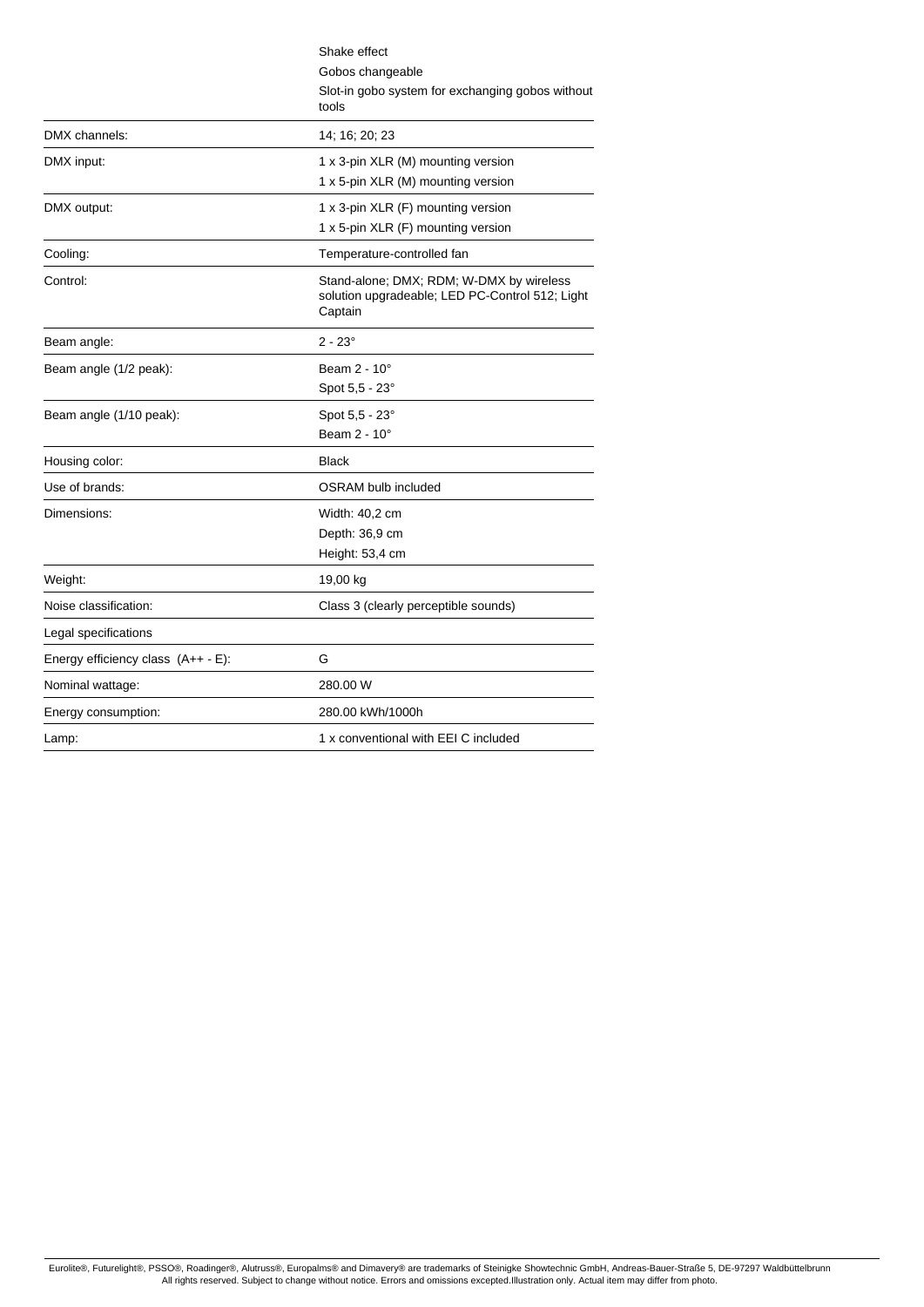| | |
|---|---|
| | Shake effect<br>Gobos changeable<br>Slot-in gobo system for exchanging gobos without tools |
| DMX channels: | 14; 16; 20; 23 |
| DMX input: | 1 x 3-pin XLR (M) mounting version<br>1 x 5-pin XLR (M) mounting version |
| DMX output: | 1 x 3-pin XLR (F) mounting version<br>1 x 5-pin XLR (F) mounting version |
| Cooling: | Temperature-controlled fan |
| Control: | Stand-alone; DMX; RDM; W-DMX by wireless solution upgradeable; LED PC-Control 512; Light Captain |
| Beam angle: | 2 - 23° |
| Beam angle (1/2 peak): | Beam 2 - 10°<br>Spot 5,5 - 23° |
| Beam angle (1/10 peak): | Spot 5,5 - 23°<br>Beam 2 - 10° |
| Housing color: | Black |
| Use of brands: | OSRAM bulb included |
| Dimensions: | Width: 40,2 cm<br>Depth: 36,9 cm<br>Height: 53,4 cm |
| Weight: | 19,00 kg |
| Noise classification: | Class 3 (clearly perceptible sounds) |
| Legal specifications | |
| Energy efficiency class (A++ - E): | G |
| Nominal wattage: | 280.00 W |
| Energy consumption: | 280.00 kWh/1000h |
| Lamp: | 1 x conventional with EEI C included |

Eurolite®, Futurelight®, PSSO®, Roadinger®, Alutruss®, Europalms® and Dimavery® are trademarks of Steinigke Showtechnic GmbH, Andreas-Bauer-Straße 5, DE-97297 Waldbüttelbrunn
All rights reserved. Subject to change without notice. Errors and omissions excepted.Illustration only. Actual item may differ from photo.